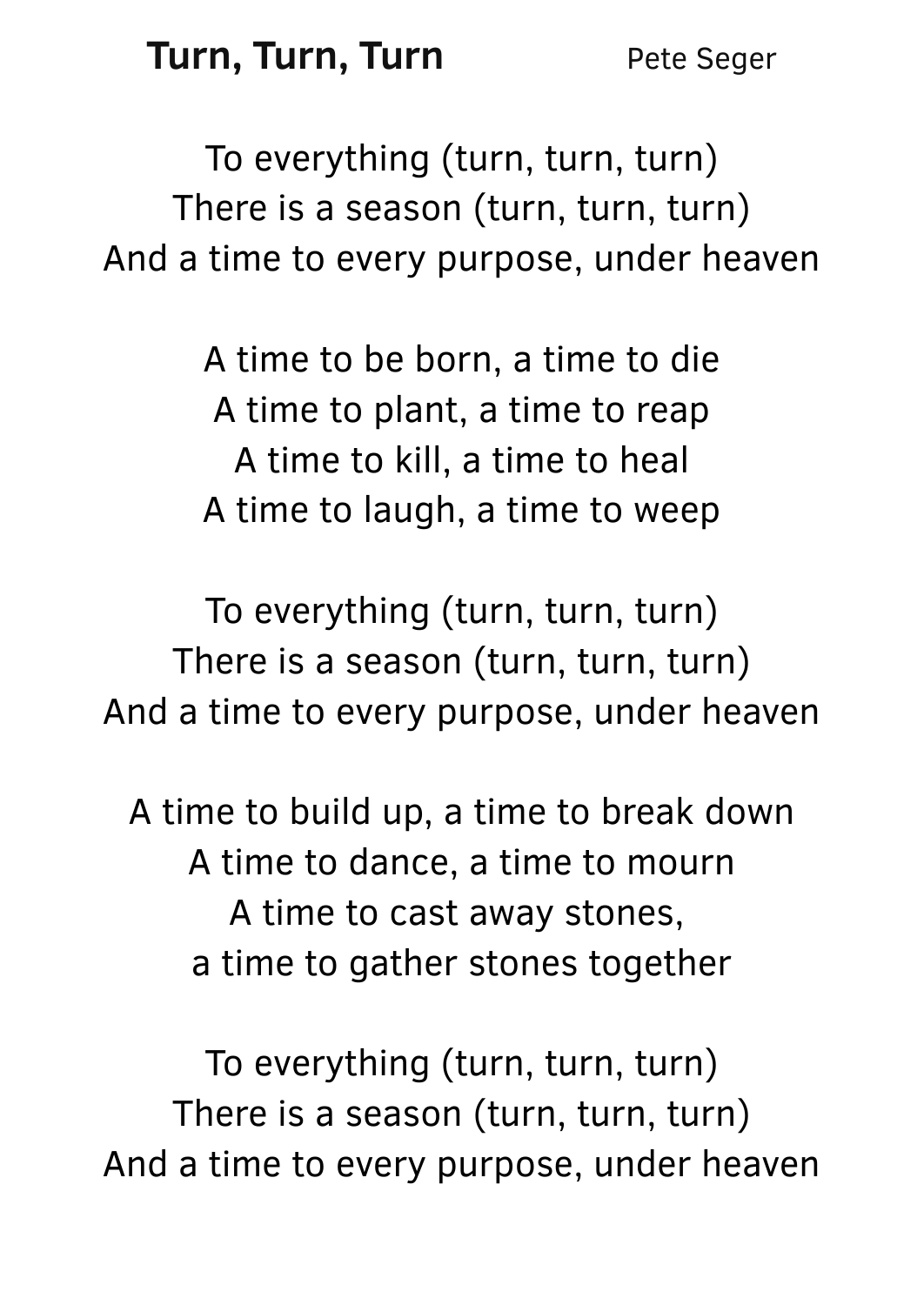# Turn, Turn, Turn

Pete Seger

To everything (turn, turn, turn)
There is a season (turn, turn, turn)
And a time to every purpose, under heaven

A time to be born, a time to die
A time to plant, a time to reap
A time to kill, a time to heal
A time to laugh, a time to weep

To everything (turn, turn, turn)
There is a season (turn, turn, turn)
And a time to every purpose, under heaven

A time to build up, a time to break down
A time to dance, a time to mourn
A time to cast away stones,
a time to gather stones together

To everything (turn, turn, turn)
There is a season (turn, turn, turn)
And a time to every purpose, under heaven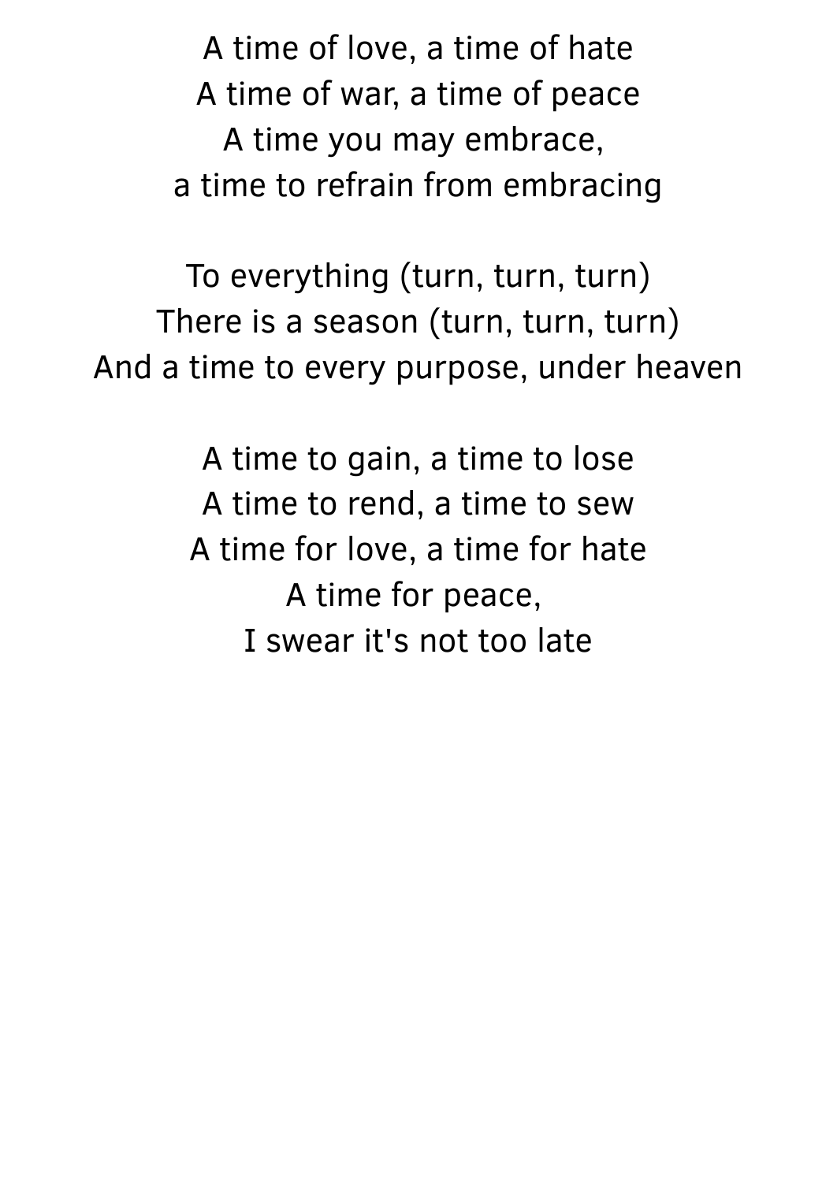A time of love, a time of hate
A time of war, a time of peace
A time you may embrace,
a time to refrain from embracing

To everything (turn, turn, turn)
There is a season (turn, turn, turn)
And a time to every purpose, under heaven

A time to gain, a time to lose
A time to rend, a time to sew
A time for love, a time for hate
A time for peace,
I swear it's not too late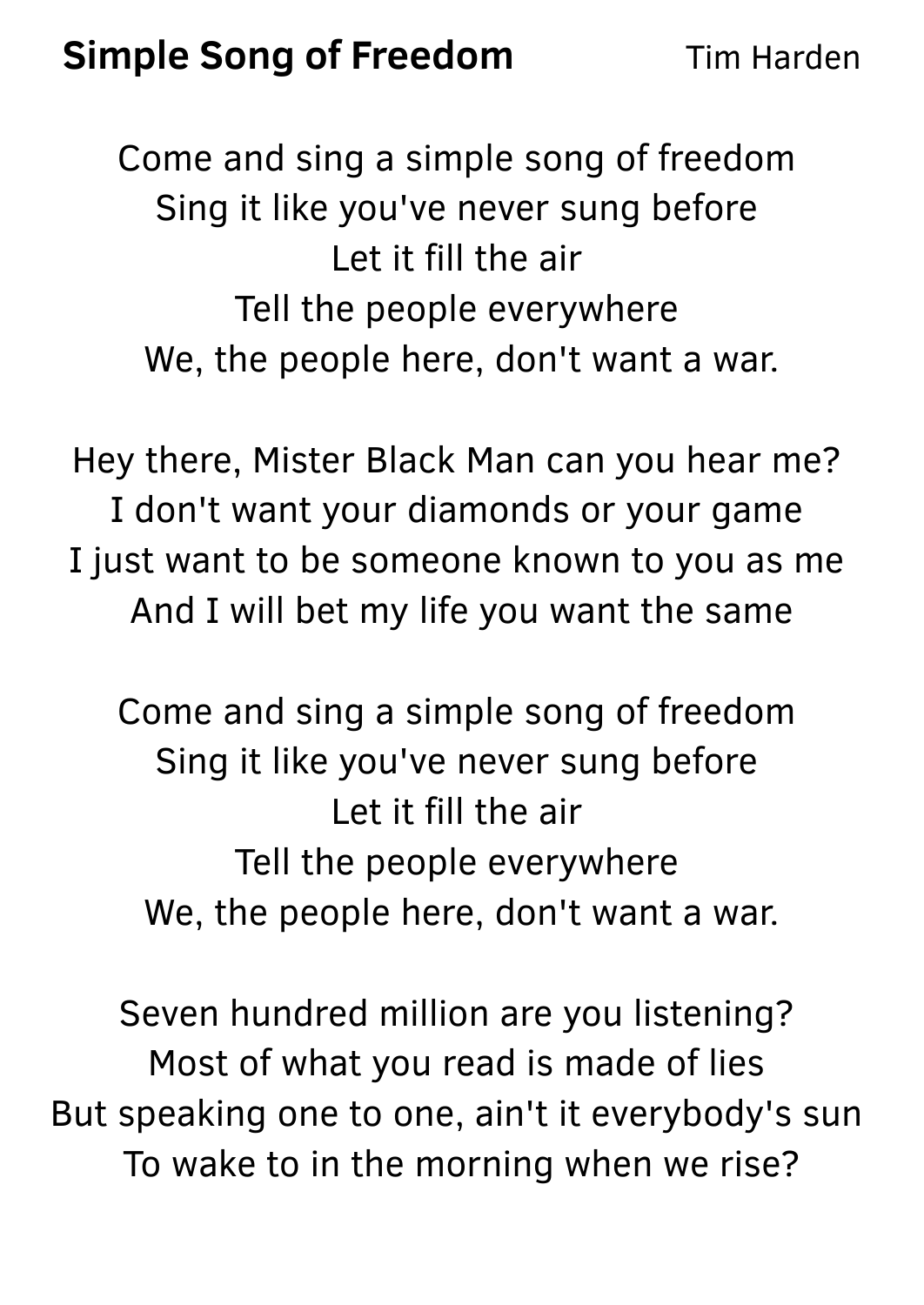## Simple Song of Freedom

Tim Harden

Come and sing a simple song of freedom
Sing it like you've never sung before
Let it fill the air
Tell the people everywhere
We, the people here, don't want a war.

Hey there, Mister Black Man can you hear me?
I don't want your diamonds or your game
I just want to be someone known to you as me
And I will bet my life you want the same

Come and sing a simple song of freedom
Sing it like you've never sung before
Let it fill the air
Tell the people everywhere
We, the people here, don't want a war.

Seven hundred million are you listening?
Most of what you read is made of lies
But speaking one to one, ain't it everybody's sun
To wake to in the morning when we rise?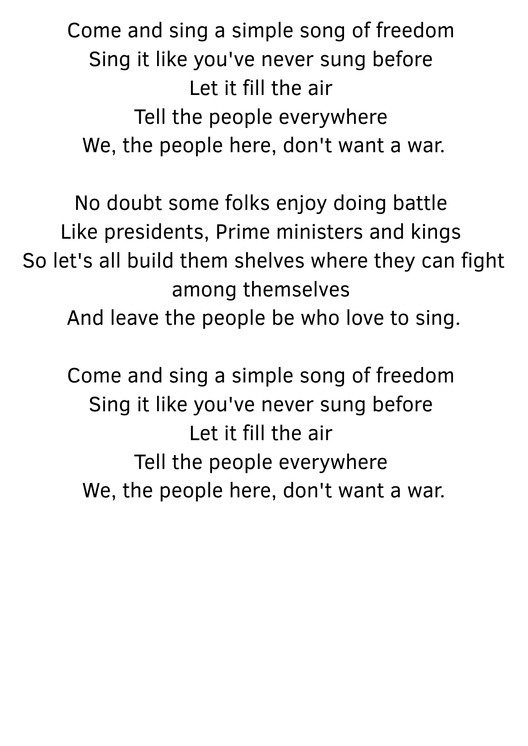Come and sing a simple song of freedom
Sing it like you've never sung before
Let it fill the air
Tell the people everywhere
We, the people here, don't want a war.

No doubt some folks enjoy doing battle
Like presidents, Prime ministers and kings
So let's all build them shelves where they can fight among themselves
And leave the people be who love to sing.

Come and sing a simple song of freedom
Sing it like you've never sung before
Let it fill the air
Tell the people everywhere
We, the people here, don't want a war.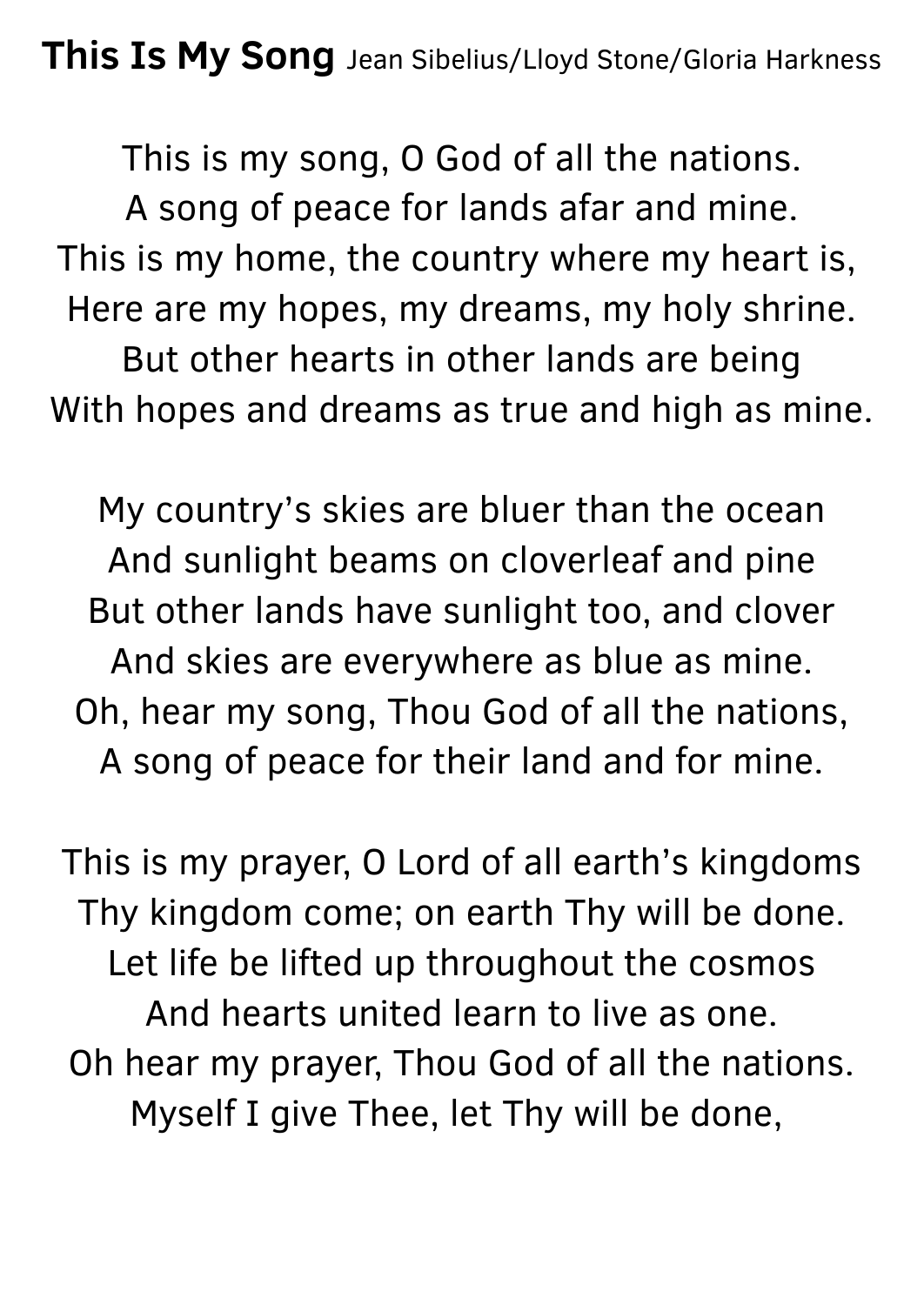**This Is My Song** Jean Sibelius/Lloyd Stone/Gloria Harkness

This is my song, O God of all the nations.
A song of peace for lands afar and mine.
This is my home, the country where my heart is,
Here are my hopes, my dreams, my holy shrine.
But other hearts in other lands are being
With hopes and dreams as true and high as mine.

My country's skies are bluer than the ocean
And sunlight beams on cloverleaf and pine
But other lands have sunlight too, and clover
And skies are everywhere as blue as mine.
Oh, hear my song, Thou God of all the nations,
A song of peace for their land and for mine.

This is my prayer, O Lord of all earth's kingdoms
Thy kingdom come; on earth Thy will be done.
Let life be lifted up throughout the cosmos
And hearts united learn to live as one.
Oh hear my prayer, Thou God of all the nations.
Myself I give Thee, let Thy will be done,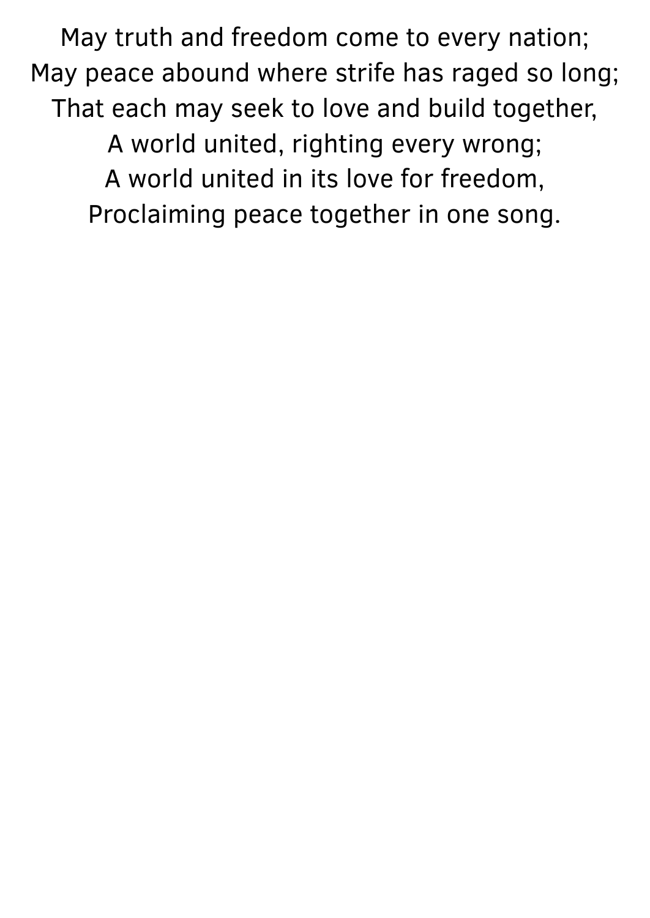May truth and freedom come to every nation;
May peace abound where strife has raged so long;
That each may seek to love and build together,
A world united, righting every wrong;
A world united in its love for freedom,
Proclaiming peace together in one song.